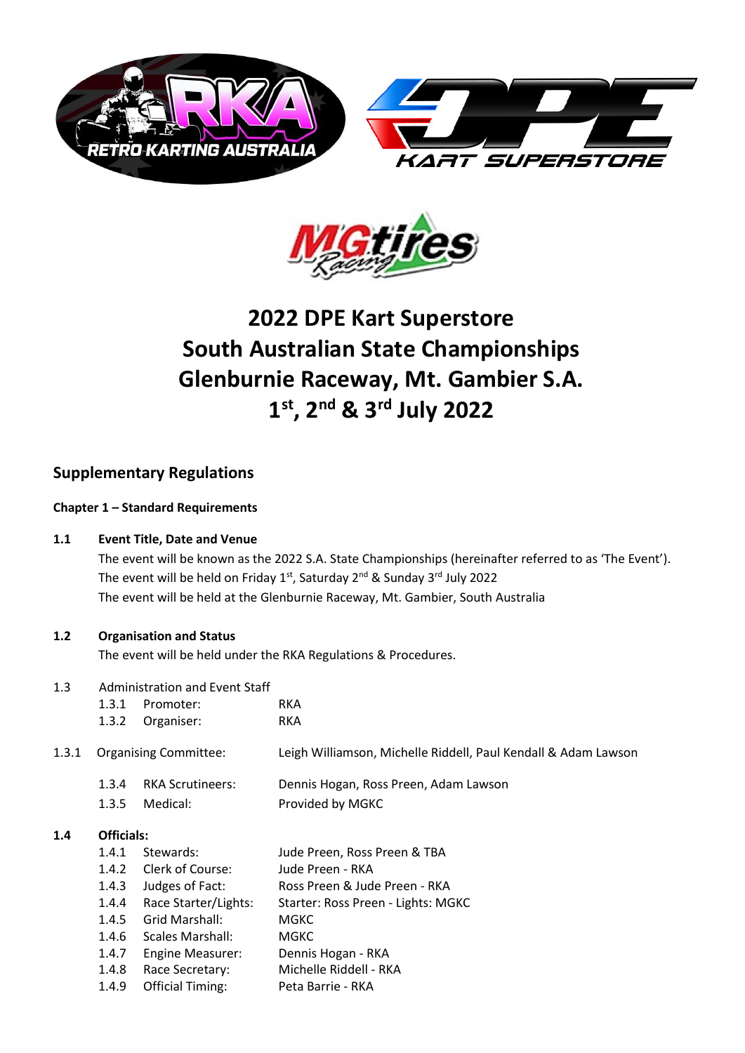# 2022 DPE Kart Superstore South Australian State Championships Glenburnie Raceway, Mt. Gambier S.A. 1st, 2nd & 3rd July 2022

## Supplementary Regulations

### Chapter 1 – Standard Requirements

**1.1 Event Title, Date and Venue**

The event will be known as the 2022 S.A. State Championships (hereinafter referred to as 'The Event').
The event will be held on Friday 1st, Saturday 2nd & Sunday 3rd July 2022
The event will be held at the Glenburnie Raceway, Mt. Gambier, South Australia

**1.2 Organisation and Status**

The event will be held under the RKA Regulations & Procedures.

1.3 Administration and Event Staff

| | | |
|---|---|---|
| 1.3.1 | Promoter: | RKA |
| 1.3.2 | Organiser: | RKA |
| 1.3.1 | Organising Committee: | Leigh Williamson, Michelle Riddell, Paul Kendall & Adam Lawson |
| 1.3.4 | RKA Scrutineers: | Dennis Hogan, Ross Preen, Adam Lawson |
| 1.3.5 | Medical: | Provided by MGKC |

**1.4 Officials:**

| | | |
|---|---|---|
| 1.4.1 | Stewards: | Jude Preen, Ross Preen & TBA |
| 1.4.2 | Clerk of Course: | Jude Preen - RKA |
| 1.4.3 | Judges of Fact: | Ross Preen & Jude Preen - RKA |
| 1.4.4 | Race Starter/Lights: | Starter: Ross Preen - Lights: MGKC |
| 1.4.5 | Grid Marshall: | MGKC |
| 1.4.6 | Scales Marshall: | MGKC |
| 1.4.7 | Engine Measurer: | Dennis Hogan - RKA |
| 1.4.8 | Race Secretary: | Michelle Riddell - RKA |
| 1.4.9 | Official Timing: | Peta Barrie - RKA |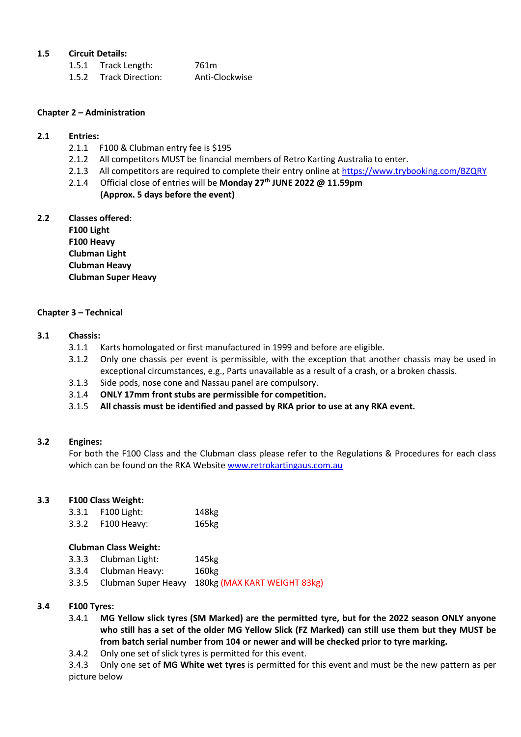### 1.5 Circuit Details:

1.5.1 Track Length: 761m

1.5.2 Track Direction: Anti-Clockwise

## Chapter 2 – Administration

### 2.1 Entries:

2.1.1 F100 & Clubman entry fee is $195

2.1.2 All competitors MUST be financial members of Retro Karting Australia to enter.

2.1.3 All competitors are required to complete their entry online at https://www.trybooking.com/BZQRY

2.1.4 Official close of entries will be **Monday 27th JUNE 2022 @ 11.59pm (Approx. 5 days before the event)**

### 2.2 Classes offered:

**F100 Light**
**F100 Heavy**
**Clubman Light**
**Clubman Heavy**
**Clubman Super Heavy**

## Chapter 3 – Technical

### 3.1 Chassis:

3.1.1 Karts homologated or first manufactured in 1999 and before are eligible.

3.1.2 Only one chassis per event is permissible, with the exception that another chassis may be used in exceptional circumstances, e.g., Parts unavailable as a result of a crash, or a broken chassis.

3.1.3 Side pods, nose cone and Nassau panel are compulsory.

3.1.4 **ONLY 17mm front stubs are permissible for competition.**

3.1.5 **All chassis must be identified and passed by RKA prior to use at any RKA event.**

### 3.2 Engines:

For both the F100 Class and the Clubman class please refer to the Regulations & Procedures for each class which can be found on the RKA Website www.retrokartingaus.com.au

### 3.3 F100 Class Weight:

3.3.1 F100 Light: 148kg

3.3.2 F100 Heavy: 165kg

**Clubman Class Weight:**

3.3.3 Clubman Light: 145kg

3.3.4 Clubman Heavy: 160kg

3.3.5 Clubman Super Heavy 180kg (MAX KART WEIGHT 83kg)

### 3.4 F100 Tyres:

3.4.1 **MG Yellow slick tyres (SM Marked) are the permitted tyre, but for the 2022 season ONLY anyone who still has a set of the older MG Yellow Slick (FZ Marked) can still use them but they MUST be from batch serial number from 104 or newer and will be checked prior to tyre marking.**

3.4.2 Only one set of slick tyres is permitted for this event.

3.4.3 Only one set of **MG White wet tyres** is permitted for this event and must be the new pattern as per picture below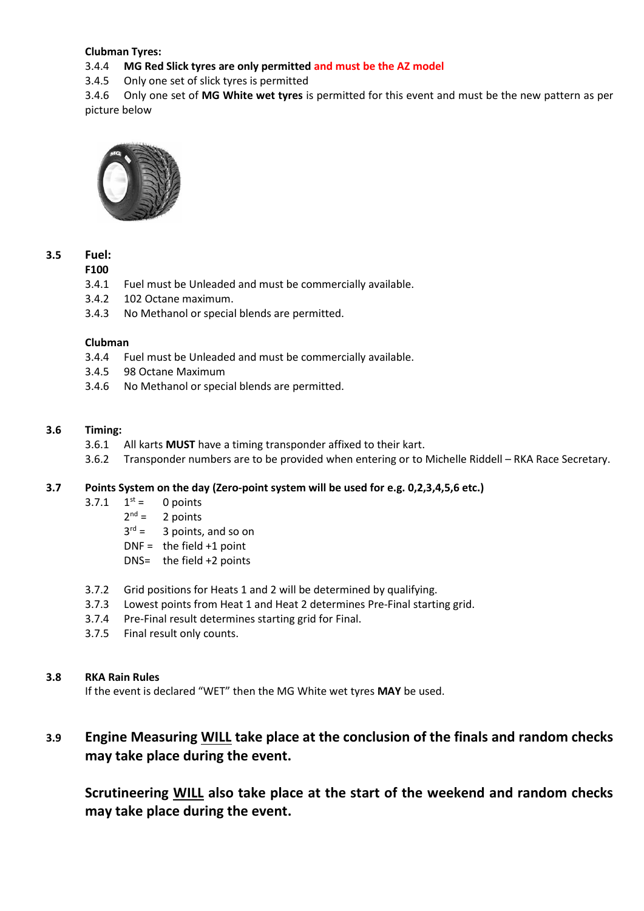**Clubman Tyres:**

3.4.4 **MG Red Slick tyres are only permitted and must be the AZ model**

3.4.5 Only one set of slick tyres is permitted

3.4.6 Only one set of **MG White wet tyres** is permitted for this event and must be the new pattern as per picture below

## 3.5 Fuel:

**F100**

3.4.1 Fuel must be Unleaded and must be commercially available.

3.4.2 102 Octane maximum.

3.4.3 No Methanol or special blends are permitted.

**Clubman**

3.4.4 Fuel must be Unleaded and must be commercially available.

3.4.5 98 Octane Maximum

3.4.6 No Methanol or special blends are permitted.

## 3.6 Timing:

3.6.1 All karts **MUST** have a timing transponder affixed to their kart.

3.6.2 Transponder numbers are to be provided when entering or to Michelle Riddell – RKA Race Secretary.

## 3.7 Points System on the day (Zero-point system will be used for e.g. 0,2,3,4,5,6 etc.)

3.7.1
1st = 0 points
2nd = 2 points
3rd = 3 points, and so on
DNF = the field +1 point
DNS= the field +2 points

3.7.2 Grid positions for Heats 1 and 2 will be determined by qualifying.

3.7.3 Lowest points from Heat 1 and Heat 2 determines Pre-Final starting grid.

3.7.4 Pre-Final result determines starting grid for Final.

3.7.5 Final result only counts.

## 3.8 RKA Rain Rules

If the event is declared "WET" then the MG White wet tyres **MAY** be used.

## 3.9 Engine Measuring WILL take place at the conclusion of the finals and random checks may take place during the event.

**Scrutineering WILL also take place at the start of the weekend and random checks may take place during the event.**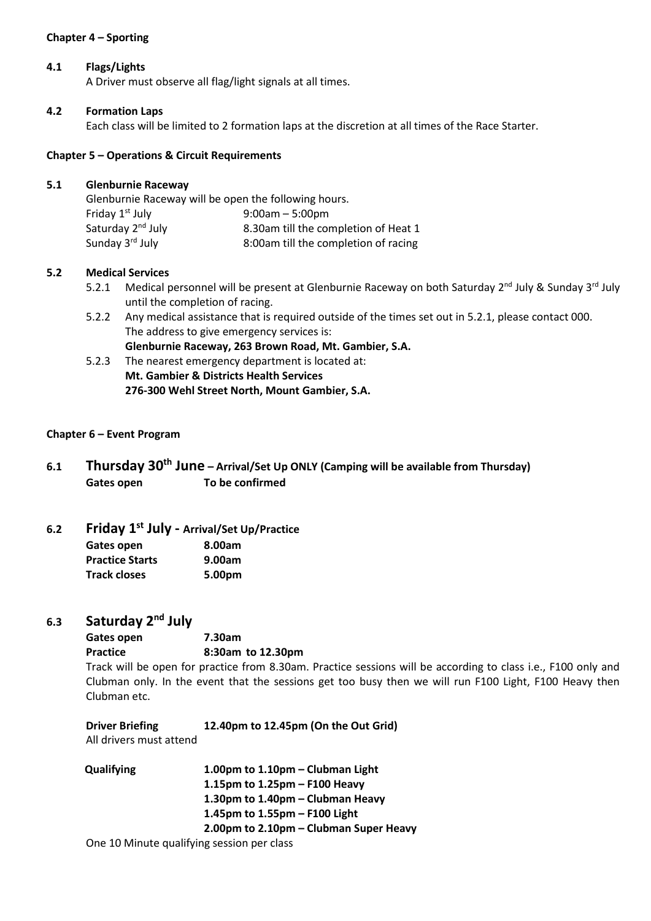## Chapter 4 – Sporting

### 4.1 Flags/Lights

A Driver must observe all flag/light signals at all times.

### 4.2 Formation Laps

Each class will be limited to 2 formation laps at the discretion at all times of the Race Starter.

## Chapter 5 – Operations & Circuit Requirements

### 5.1 Glenburnie Raceway

Glenburnie Raceway will be open the following hours.

| | |
|---|---|
| Friday 1st July | 9:00am – 5:00pm |
| Saturday 2nd July | 8.30am till the completion of Heat 1 |
| Sunday 3rd July | 8:00am till the completion of racing |

### 5.2 Medical Services

5.2.1 Medical personnel will be present at Glenburnie Raceway on both Saturday 2nd July & Sunday 3rd July until the completion of racing.

5.2.2 Any medical assistance that is required outside of the times set out in 5.2.1, please contact 000. The address to give emergency services is:
**Glenburnie Raceway, 263 Brown Road, Mt. Gambier, S.A.**

5.2.3 The nearest emergency department is located at:
**Mt. Gambier & Districts Health Services**
**276-300 Wehl Street North, Mount Gambier, S.A.**

## Chapter 6 – Event Program

### 6.1 Thursday 30th June – Arrival/Set Up ONLY (Camping will be available from Thursday)

**Gates open** **To be confirmed**

### 6.2 Friday 1st July - Arrival/Set Up/Practice

| | |
|---|---|
| **Gates open** | **8.00am** |
| **Practice Starts** | **9.00am** |
| **Track closes** | **5.00pm** |

### 6.3 Saturday 2nd July

**Gates open** **7.30am**

**Practice** **8:30am to 12.30pm**

Track will be open for practice from 8.30am. Practice sessions will be according to class i.e., F100 only and Clubman only. In the event that the sessions get too busy then we will run F100 Light, F100 Heavy then Clubman etc.

**Driver Briefing** **12.40pm to 12.45pm (On the Out Grid)**

All drivers must attend

**Qualifying**

**1.00pm to 1.10pm – Clubman Light**
**1.15pm to 1.25pm – F100 Heavy**
**1.30pm to 1.40pm – Clubman Heavy**
**1.45pm to 1.55pm – F100 Light**
**2.00pm to 2.10pm – Clubman Super Heavy**

One 10 Minute qualifying session per class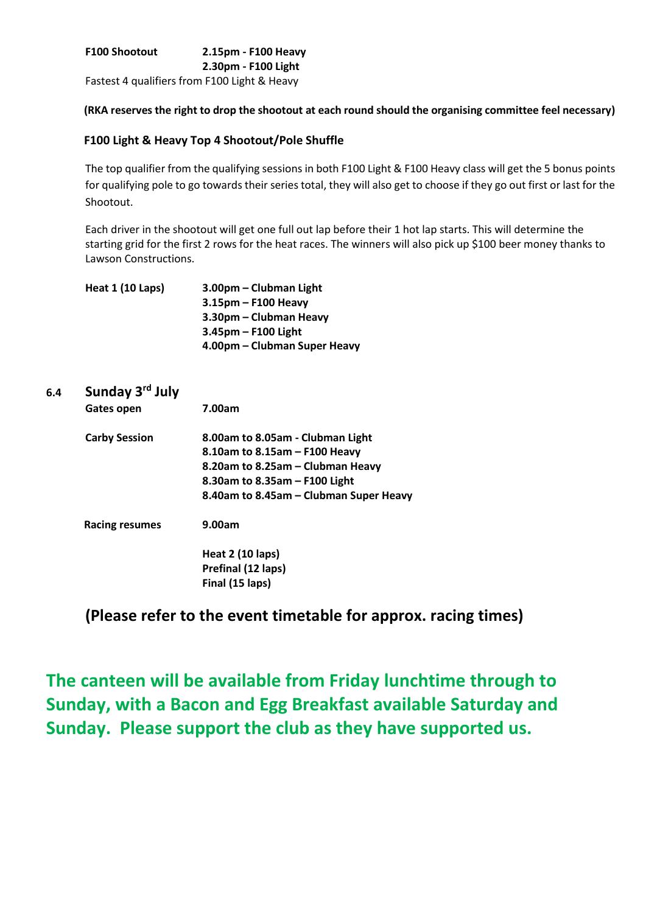**F100 Shootout** **2.15pm - F100 Heavy**
**2.30pm - F100 Light**

Fastest 4 qualifiers from F100 Light & Heavy

**(RKA reserves the right to drop the shootout at each round should the organising committee feel necessary)**

**F100 Light & Heavy Top 4 Shootout/Pole Shuffle**

The top qualifier from the qualifying sessions in both F100 Light & F100 Heavy class will get the 5 bonus points for qualifying pole to go towards their series total, they will also get to choose if they go out first or last for the Shootout.

Each driver in the shootout will get one full out lap before their 1 hot lap starts. This will determine the starting grid for the first 2 rows for the heat races. The winners will also pick up $100 beer money thanks to Lawson Constructions.

**Heat 1 (10 Laps)**
**3.00pm – Clubman Light**
**3.15pm – F100 Heavy**
**3.30pm – Clubman Heavy**
**3.45pm – F100 Light**
**4.00pm – Clubman Super Heavy**

## 6.4 Sunday 3rd July

**Gates open** **7.00am**

**Carby Session**
**8.00am to 8.05am - Clubman Light**
**8.10am to 8.15am – F100 Heavy**
**8.20am to 8.25am – Clubman Heavy**
**8.30am to 8.35am – F100 Light**
**8.40am to 8.45am – Clubman Super Heavy**

**Racing resumes** **9.00am**

**Heat 2 (10 laps)**
**Prefinal (12 laps)**
**Final (15 laps)**

### (Please refer to the event timetable for approx. racing times)

## The canteen will be available from Friday lunchtime through to Sunday, with a Bacon and Egg Breakfast available Saturday and Sunday. Please support the club as they have supported us.